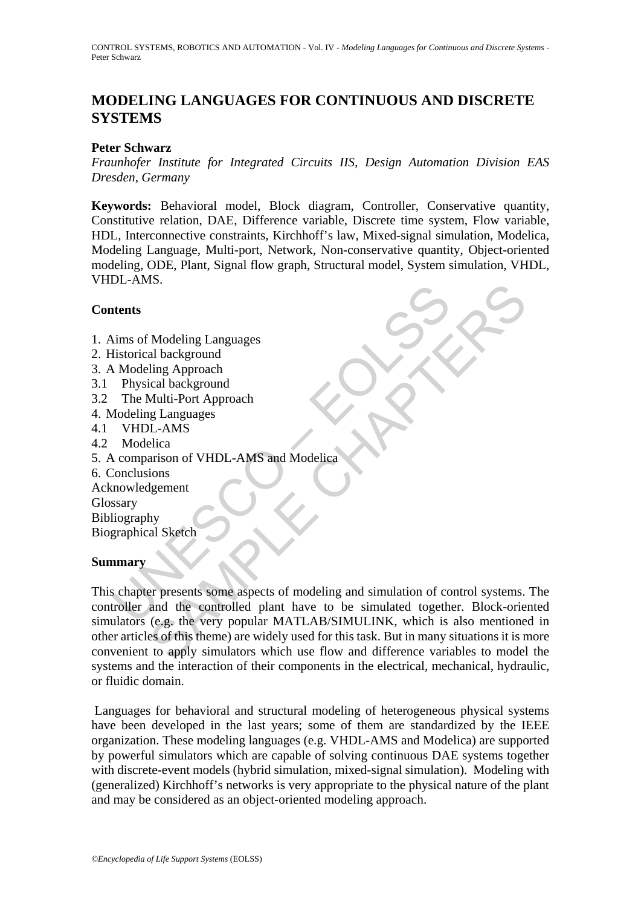# MODELING LANGUAGES FOR CONTINUOUS AND DISCRETE SYSTEMS

**Peter Schwarz**

*Fraunhofer Institute for Integrated Circuits IIS, Design Automation Division EAS Dresden, Germany*

**Keywords:** Behavioral model, Block diagram, Controller, Conservative quantity, Constitutive relation, DAE, Difference variable, Discrete time system, Flow variable, HDL, Interconnective constraints, Kirchhoff's law, Mixed-signal simulation, Modelica, Modeling Language, Multi-port, Network, Non-conservative quantity, Object-oriented modeling, ODE, Plant, Signal flow graph, Structural model, System simulation, VHDL, VHDL-AMS.

## Contents

1. Aims of Modeling Languages
2. Historical background
3. A Modeling Approach
3.1 Physical background
3.2 The Multi-Port Approach
4. Modeling Languages
4.1 VHDL-AMS
4.2 Modelica
5. A comparison of VHDL-AMS and Modelica
6. Conclusions

Acknowledgement
Glossary
Bibliography
Biographical Sketch

## Summary

This chapter presents some aspects of modeling and simulation of control systems. The controller and the controlled plant have to be simulated together. Block-oriented simulators (e.g. the very popular MATLAB/SIMULINK, which is also mentioned in other articles of this theme) are widely used for this task. But in many situations it is more convenient to apply simulators which use flow and difference variables to model the systems and the interaction of their components in the electrical, mechanical, hydraulic, or fluidic domain.

Languages for behavioral and structural modeling of heterogeneous physical systems have been developed in the last years; some of them are standardized by the IEEE organization. These modeling languages (e.g. VHDL-AMS and Modelica) are supported by powerful simulators which are capable of solving continuous DAE systems together with discrete-event models (hybrid simulation, mixed-signal simulation). Modeling with (generalized) Kirchhoff's networks is very appropriate to the physical nature of the plant and may be considered as an object-oriented modeling approach.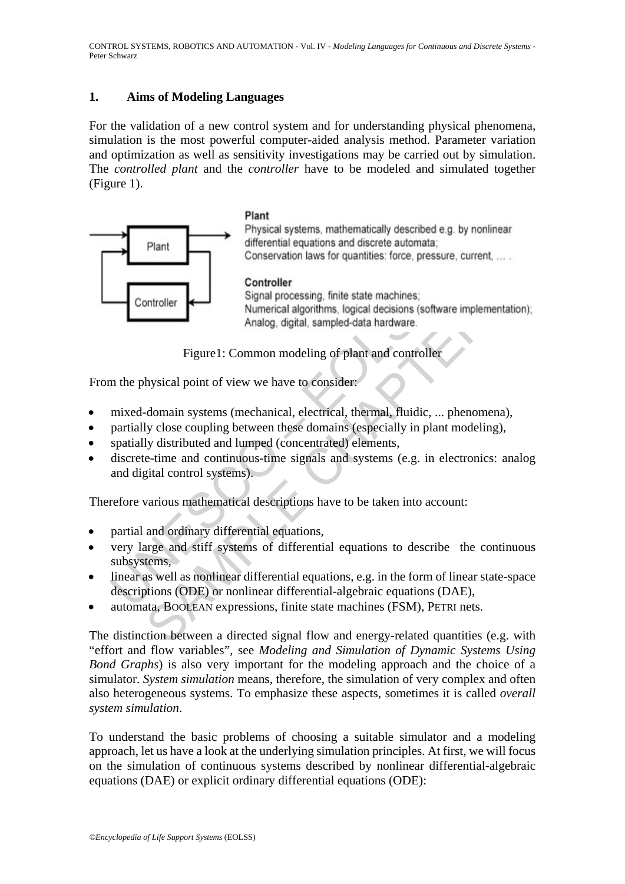## 1. Aims of Modeling Languages

For the validation of a new control system and for understanding physical phenomena, simulation is the most powerful computer-aided analysis method. Parameter variation and optimization as well as sensitivity investigations may be carried out by simulation. The *controlled plant* and the *controller* have to be modeled and simulated together (Figure 1).

Plant

Controller

**Plant**
Physical systems, mathematically described e.g. by nonlinear differential equations and discrete automata;
Conservation laws for quantities: force, pressure, current, ... .

**Controller**
Signal processing, finite state machines;
Numerical algorithms, logical decisions (software implementation);
Analog, digital, sampled-data hardware.

Figure1: Common modeling of plant and controller

From the physical point of view we have to consider:

- mixed-domain systems (mechanical, electrical, thermal, fluidic, ... phenomena),
- partially close coupling between these domains (especially in plant modeling),
- spatially distributed and lumped (concentrated) elements,
- discrete-time and continuous-time signals and systems (e.g. in electronics: analog and digital control systems).

Therefore various mathematical descriptions have to be taken into account:

- partial and ordinary differential equations,
- very large and stiff systems of differential equations to describe the continuous subsystems,
- linear as well as nonlinear differential equations, e.g. in the form of linear state-space descriptions (ODE) or nonlinear differential-algebraic equations (DAE),
- automata, BOOLEAN expressions, finite state machines (FSM), PETRI nets.

The distinction between a directed signal flow and energy-related quantities (e.g. with "effort and flow variables", see *Modeling and Simulation of Dynamic Systems Using Bond Graphs*) is also very important for the modeling approach and the choice of a simulator. *System simulation* means, therefore, the simulation of very complex and often also heterogeneous systems. To emphasize these aspects, sometimes it is called *overall system simulation*.

To understand the basic problems of choosing a suitable simulator and a modeling approach, let us have a look at the underlying simulation principles. At first, we will focus on the simulation of continuous systems described by nonlinear differential-algebraic equations (DAE) or explicit ordinary differential equations (ODE):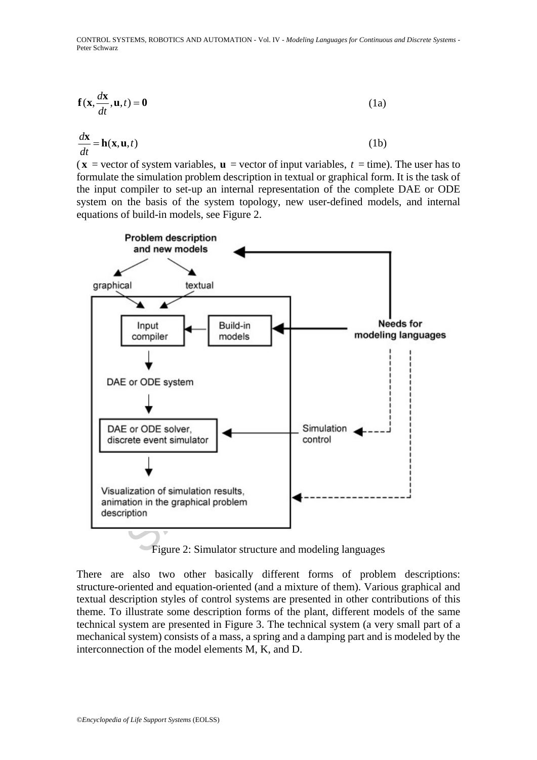$$\mathbf{f}(\mathbf{x}, \frac{d\mathbf{x}}{dt}, \mathbf{u}, t) = \mathbf{0} \tag{1a}$$

$$\frac{d\mathbf{x}}{dt} = \mathbf{h}(\mathbf{x}, \mathbf{u}, t) \tag{1b}$$

($\mathbf{x}$ = vector of system variables, $\mathbf{u}$ = vector of input variables, $t$ = time). The user has to formulate the simulation problem description in textual or graphical form. It is the task of the input compiler to set-up an internal representation of the complete DAE or ODE system on the basis of the system topology, new user-defined models, and internal equations of build-in models, see Figure 2.

Problem description
and new models

graphical

textual

Input
compiler

Build-in
models

Needs for
modeling languages

DAE or ODE system

DAE or ODE solver,
discrete event simulator

Simulation
control

Visualization of simulation results,
animation in the graphical problem
description

Figure 2: Simulator structure and modeling languages

There are also two other basically different forms of problem descriptions: structure-oriented and equation-oriented (and a mixture of them). Various graphical and textual description styles of control systems are presented in other contributions of this theme. To illustrate some description forms of the plant, different models of the same technical system are presented in Figure 3. The technical system (a very small part of a mechanical system) consists of a mass, a spring and a damping part and is modeled by the interconnection of the model elements M, K, and D.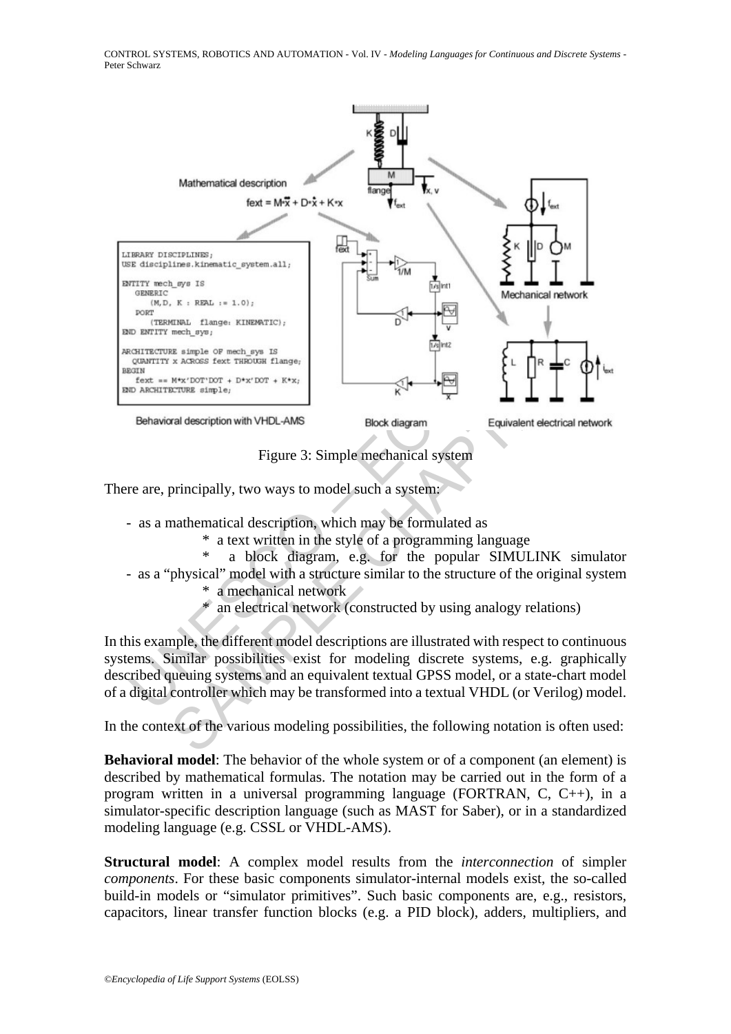Mathematical description

$f_{ext} = M \cdot \ddot{x} + D \cdot \dot{x} + K \cdot x$

```
LIBRARY DISCIPLINES;
USE disciplines.kinematic_system.all;

ENTITY mech_sys IS
   GENERIC
      (M,D, K : REAL := 1.0);
   PORT
      (TERMINAL  flange: KINEMATIC);
END ENTITY mech_sys;

ARCHITECTURE simple OF mech_sys IS
   QUANTITY x ACROSS fext THROUGH flange;
BEGIN
   fext == M*x'DOT'DOT + D*x'DOT + K*x;
END ARCHITECTURE simple;
```

Behavioral description with VHDL-AMS

Block diagram

Mechanical network

Equivalent electrical network

Figure 3: Simple mechanical system

There are, principally, two ways to model such a system:

- as a mathematical description, which may be formulated as
  - a text written in the style of a programming language
  - a block diagram, e.g. for the popular SIMULINK simulator
- as a "physical" model with a structure similar to the structure of the original system
  - a mechanical network
  - an electrical network (constructed by using analogy relations)

In this example, the different model descriptions are illustrated with respect to continuous systems. Similar possibilities exist for modeling discrete systems, e.g. graphically described queuing systems and an equivalent textual GPSS model, or a state-chart model of a digital controller which may be transformed into a textual VHDL (or Verilog) model.

In the context of the various modeling possibilities, the following notation is often used:

**Behavioral model**: The behavior of the whole system or of a component (an element) is described by mathematical formulas. The notation may be carried out in the form of a program written in a universal programming language (FORTRAN, C, C++), in a simulator-specific description language (such as MAST for Saber), or in a standardized modeling language (e.g. CSSL or VHDL-AMS).

**Structural model**: A complex model results from the *interconnection* of simpler *components*. For these basic components simulator-internal models exist, the so-called build-in models or "simulator primitives". Such basic components are, e.g., resistors, capacitors, linear transfer function blocks (e.g. a PID block), adders, multipliers, and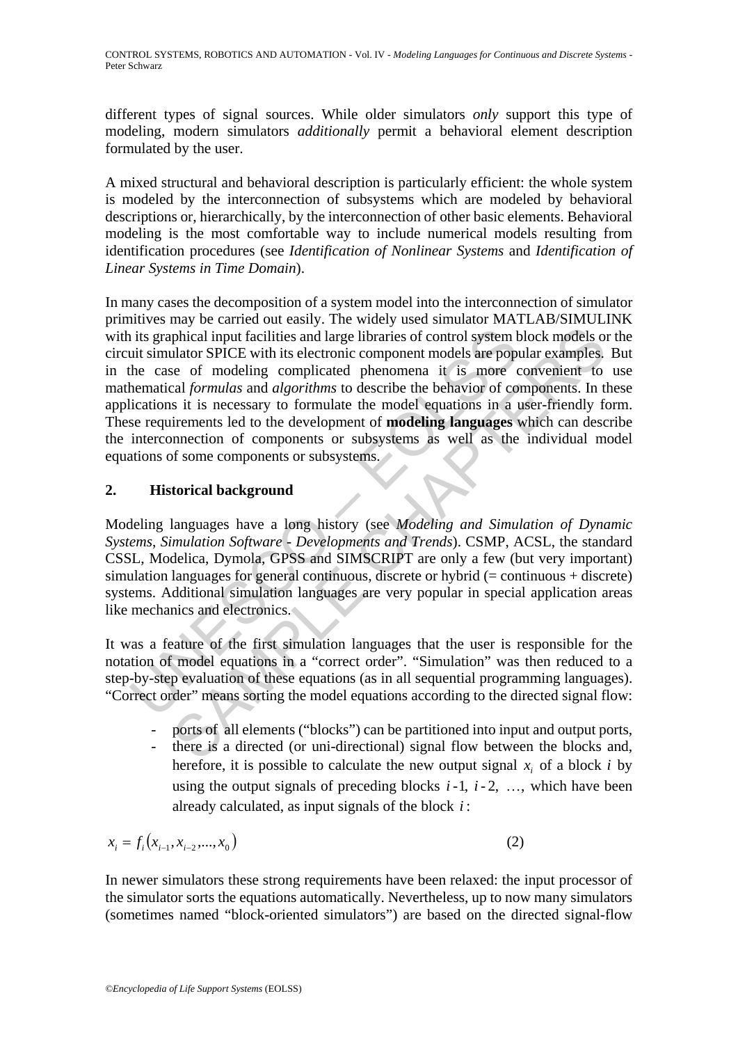different types of signal sources. While older simulators *only* support this type of modeling, modern simulators *additionally* permit a behavioral element description formulated by the user.

A mixed structural and behavioral description is particularly efficient: the whole system is modeled by the interconnection of subsystems which are modeled by behavioral descriptions or, hierarchically, by the interconnection of other basic elements. Behavioral modeling is the most comfortable way to include numerical models resulting from identification procedures (see *Identification of Nonlinear Systems* and *Identification of Linear Systems in Time Domain*).

In many cases the decomposition of a system model into the interconnection of simulator primitives may be carried out easily. The widely used simulator MATLAB/SIMULINK with its graphical input facilities and large libraries of control system block models or the circuit simulator SPICE with its electronic component models are popular examples. But in the case of modeling complicated phenomena it is more convenient to use mathematical *formulas* and *algorithms* to describe the behavior of components. In these applications it is necessary to formulate the model equations in a user-friendly form. These requirements led to the development of **modeling languages** which can describe the interconnection of components or subsystems as well as the individual model equations of some components or subsystems.

## 2. Historical background

Modeling languages have a long history (see *Modeling and Simulation of Dynamic Systems*, *Simulation Software - Developments and Trends*). CSMP, ACSL, the standard CSSL, Modelica, Dymola, GPSS and SIMSCRIPT are only a few (but very important) simulation languages for general continuous, discrete or hybrid (= continuous + discrete) systems. Additional simulation languages are very popular in special application areas like mechanics and electronics.

It was a feature of the first simulation languages that the user is responsible for the notation of model equations in a "correct order". "Simulation" was then reduced to a step-by-step evaluation of these equations (as in all sequential programming languages). "Correct order" means sorting the model equations according to the directed signal flow:

- ports of all elements ("blocks") can be partitioned into input and output ports,
- there is a directed (or uni-directional) signal flow between the blocks and, herefore, it is possible to calculate the new output signal $x_i$ of a block $i$ by using the output signals of preceding blocks $i-1$, $i-2$, …, which have been already calculated, as input signals of the block $i$:

$$x_i = f_i\left(x_{i-1}, x_{i-2}, ..., x_0\right) \tag{2}$$

In newer simulators these strong requirements have been relaxed: the input processor of the simulator sorts the equations automatically. Nevertheless, up to now many simulators (sometimes named "block-oriented simulators") are based on the directed signal-flow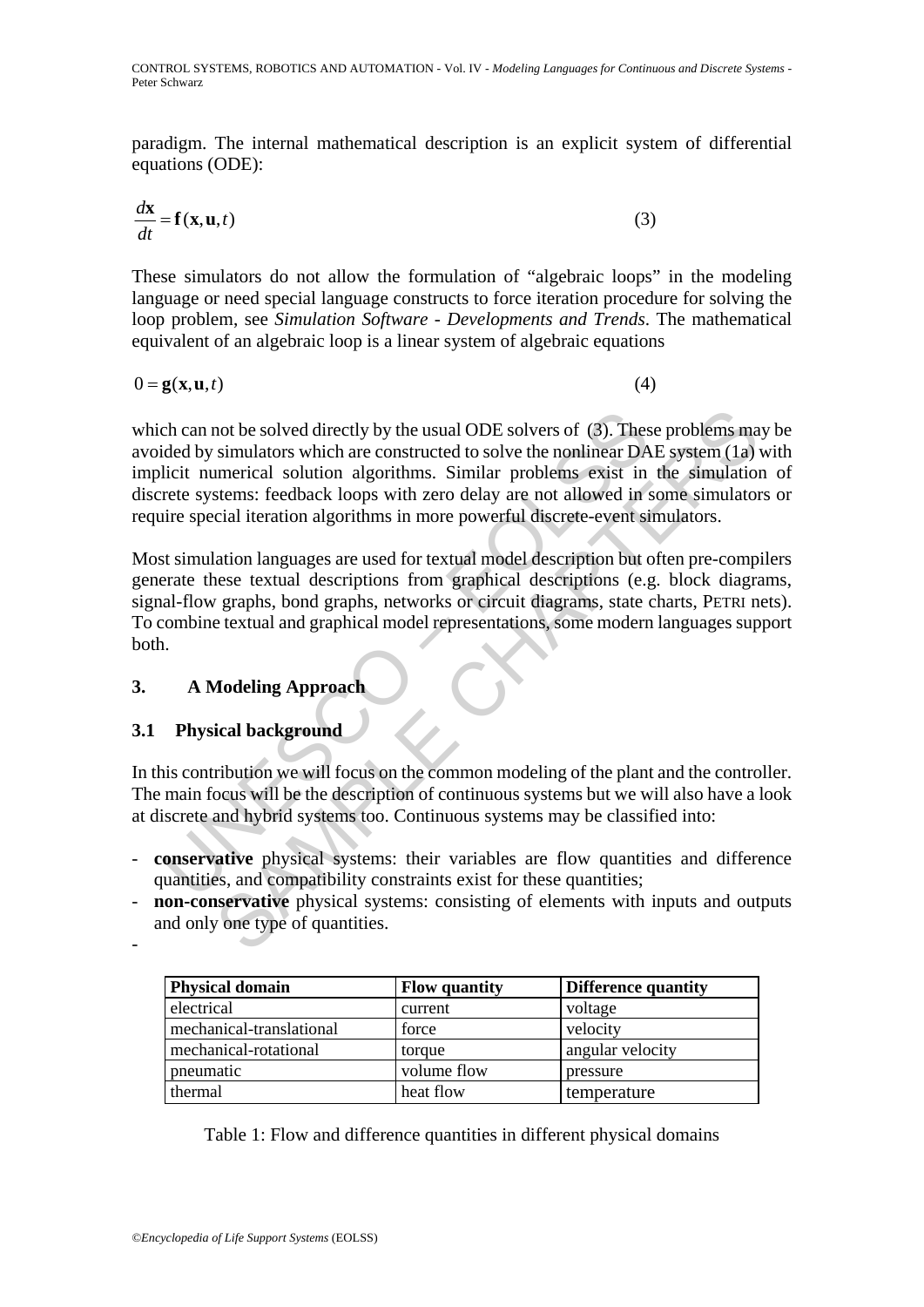paradigm. The internal mathematical description is an explicit system of differential equations (ODE):

$$\frac{d\mathbf{x}}{dt} = \mathbf{f}(\mathbf{x}, \mathbf{u}, t) \tag{3}$$

These simulators do not allow the formulation of "algebraic loops" in the modeling language or need special language constructs to force iteration procedure for solving the loop problem, see *Simulation Software - Developments and Trends*. The mathematical equivalent of an algebraic loop is a linear system of algebraic equations

$$0 = \mathbf{g}(\mathbf{x}, \mathbf{u}, t) \tag{4}$$

which can not be solved directly by the usual ODE solvers of (3). These problems may be avoided by simulators which are constructed to solve the nonlinear DAE system (1a) with implicit numerical solution algorithms. Similar problems exist in the simulation of discrete systems: feedback loops with zero delay are not allowed in some simulators or require special iteration algorithms in more powerful discrete-event simulators.

Most simulation languages are used for textual model description but often pre-compilers generate these textual descriptions from graphical descriptions (e.g. block diagrams, signal-flow graphs, bond graphs, networks or circuit diagrams, state charts, PETRI nets). To combine textual and graphical model representations, some modern languages support both.

## 3. A Modeling Approach

### 3.1 Physical background

In this contribution we will focus on the common modeling of the plant and the controller. The main focus will be the description of continuous systems but we will also have a look at discrete and hybrid systems too. Continuous systems may be classified into:

- **conservative** physical systems: their variables are flow quantities and difference quantities, and compatibility constraints exist for these quantities;
- **non-conservative** physical systems: consisting of elements with inputs and outputs and only one type of quantities.
-

| Physical domain | Flow quantity | Difference quantity |
|---|---|---|
| electrical | current | voltage |
| mechanical-translational | force | velocity |
| mechanical-rotational | torque | angular velocity |
| pneumatic | volume flow | pressure |
| thermal | heat flow | temperature |

Table 1: Flow and difference quantities in different physical domains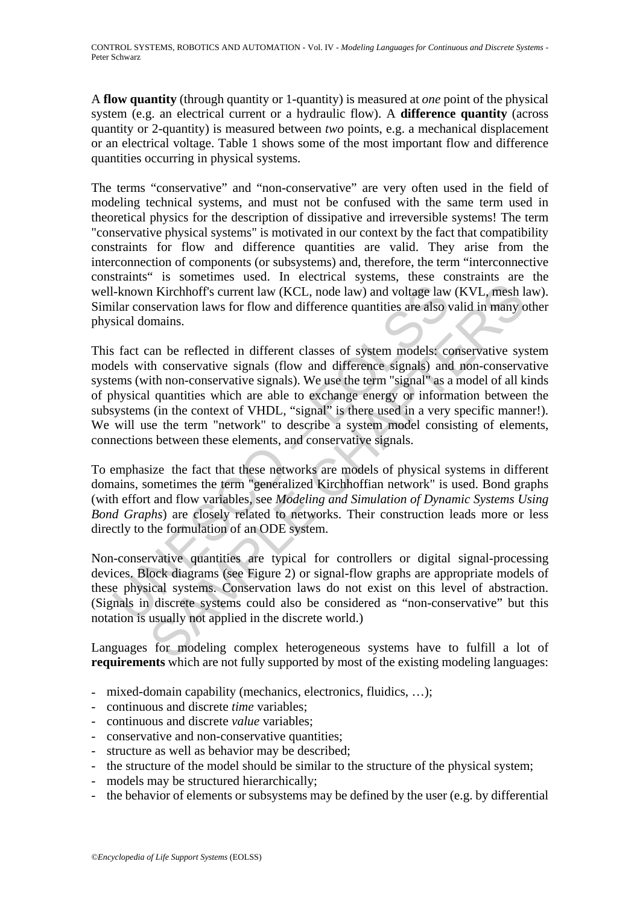A **flow quantity** (through quantity or 1-quantity) is measured at *one* point of the physical system (e.g. an electrical current or a hydraulic flow). A **difference quantity** (across quantity or 2-quantity) is measured between *two* points, e.g. a mechanical displacement or an electrical voltage. Table 1 shows some of the most important flow and difference quantities occurring in physical systems.

The terms "conservative" and "non-conservative" are very often used in the field of modeling technical systems, and must not be confused with the same term used in theoretical physics for the description of dissipative and irreversible systems! The term "conservative physical systems" is motivated in our context by the fact that compatibility constraints for flow and difference quantities are valid. They arise from the interconnection of components (or subsystems) and, therefore, the term "interconnective constraints" is sometimes used. In electrical systems, these constraints are the well-known Kirchhoff's current law (KCL, node law) and voltage law (KVL, mesh law). Similar conservation laws for flow and difference quantities are also valid in many other physical domains.

This fact can be reflected in different classes of system models: conservative system models with conservative signals (flow and difference signals) and non-conservative systems (with non-conservative signals). We use the term "signal" as a model of all kinds of physical quantities which are able to exchange energy or information between the subsystems (in the context of VHDL, "signal" is there used in a very specific manner!). We will use the term "network" to describe a system model consisting of elements, connections between these elements, and conservative signals.

To emphasize the fact that these networks are models of physical systems in different domains, sometimes the term "generalized Kirchhoffian network" is used. Bond graphs (with effort and flow variables, see *Modeling and Simulation of Dynamic Systems Using Bond Graphs*) are closely related to networks. Their construction leads more or less directly to the formulation of an ODE system.

Non-conservative quantities are typical for controllers or digital signal-processing devices. Block diagrams (see Figure 2) or signal-flow graphs are appropriate models of these physical systems. Conservation laws do not exist on this level of abstraction. (Signals in discrete systems could also be considered as "non-conservative" but this notation is usually not applied in the discrete world.)

Languages for modeling complex heterogeneous systems have to fulfill a lot of **requirements** which are not fully supported by most of the existing modeling languages:

- mixed-domain capability (mechanics, electronics, fluidics, …);
- continuous and discrete *time* variables;
- continuous and discrete *value* variables;
- conservative and non-conservative quantities;
- structure as well as behavior may be described;
- the structure of the model should be similar to the structure of the physical system;
- models may be structured hierarchically;
- the behavior of elements or subsystems may be defined by the user (e.g. by differential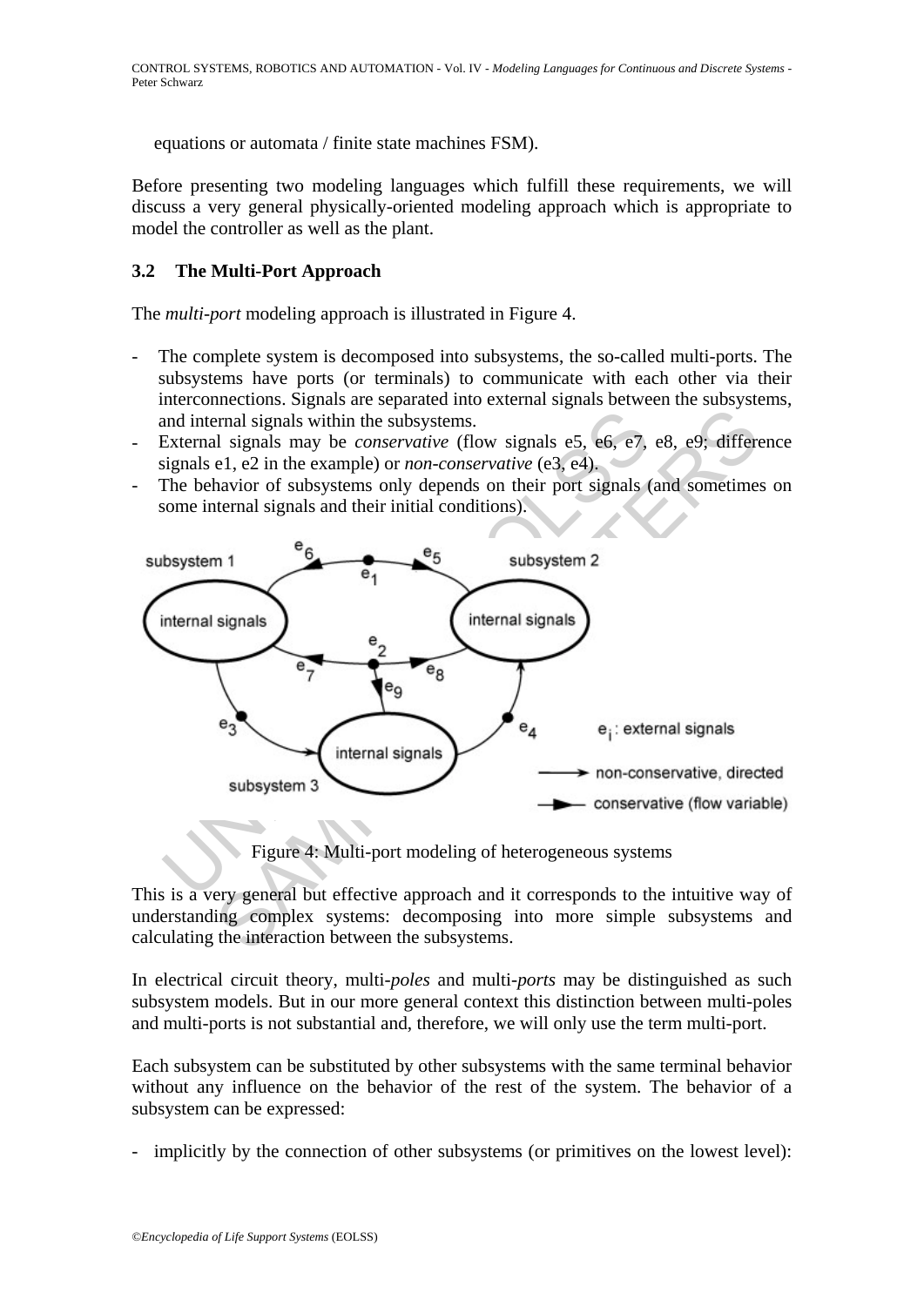equations or automata / finite state machines FSM).

Before presenting two modeling languages which fulfill these requirements, we will discuss a very general physically-oriented modeling approach which is appropriate to model the controller as well as the plant.

### 3.2 The Multi-Port Approach

The *multi-port* modeling approach is illustrated in Figure 4.

- The complete system is decomposed into subsystems, the so-called multi-ports. The subsystems have ports (or terminals) to communicate with each other via their interconnections. Signals are separated into external signals between the subsystems, and internal signals within the subsystems.
- External signals may be *conservative* (flow signals e5, e6, e7, e8, e9; difference signals e1, e2 in the example) or *non-conservative* (e3, e4).
- The behavior of subsystems only depends on their port signals (and sometimes on some internal signals and their initial conditions).

subsystem 1

internal signals

$e_6$

$e_1$

$e_5$

subsystem 2

internal signals

$e_2$

$e_7$

$e_8$

$e_9$

$e_3$

$e_4$

internal signals

subsystem 3

$e_i$: external signals

non-conservative, directed

conservative (flow variable)

Figure 4: Multi-port modeling of heterogeneous systems

This is a very general but effective approach and it corresponds to the intuitive way of understanding complex systems: decomposing into more simple subsystems and calculating the interaction between the subsystems.

In electrical circuit theory, multi-*poles* and multi-*ports* may be distinguished as such subsystem models. But in our more general context this distinction between multi-poles and multi-ports is not substantial and, therefore, we will only use the term multi-port.

Each subsystem can be substituted by other subsystems with the same terminal behavior without any influence on the behavior of the rest of the system. The behavior of a subsystem can be expressed:

- implicitly by the connection of other subsystems (or primitives on the lowest level):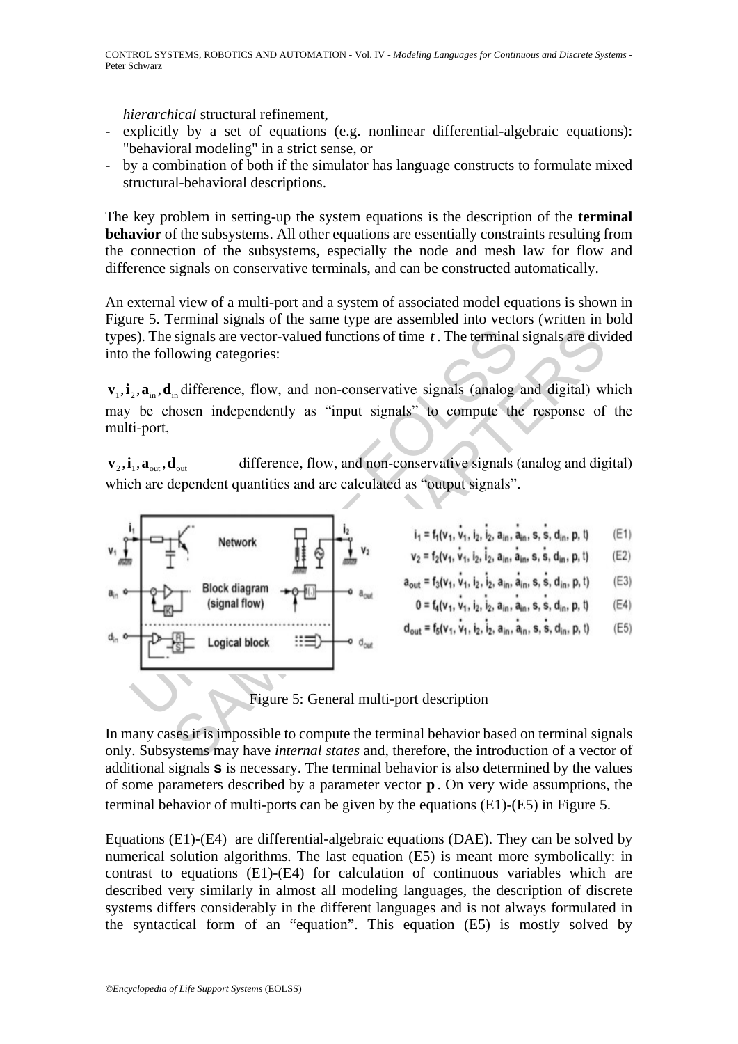*hierarchical* structural refinement,

- explicitly by a set of equations (e.g. nonlinear differential-algebraic equations): "behavioral modeling" in a strict sense, or
- by a combination of both if the simulator has language constructs to formulate mixed structural-behavioral descriptions.

The key problem in setting-up the system equations is the description of the **terminal behavior** of the subsystems. All other equations are essentially constraints resulting from the connection of the subsystems, especially the node and mesh law for flow and difference signals on conservative terminals, and can be constructed automatically.

An external view of a multi-port and a system of associated model equations is shown in Figure 5. Terminal signals of the same type are assembled into vectors (written in bold types). The signals are vector-valued functions of time $t$. The terminal signals are divided into the following categories:

$\mathbf{v}_1, \mathbf{i}_2, \mathbf{a}_{\text{in}}, \mathbf{d}_{\text{in}}$ difference, flow, and non-conservative signals (analog and digital) which may be chosen independently as "input signals" to compute the response of the multi-port,

$\mathbf{v}_2, \mathbf{i}_1, \mathbf{a}_{\text{out}}, \mathbf{d}_{\text{out}}$ difference, flow, and non-conservative signals (analog and digital) which are dependent quantities and are calculated as "output signals".

Network

Block diagram (signal flow)

Logical block

$$\mathbf{i}_1 = \mathbf{f}_1(\mathbf{v}_1, \dot{\mathbf{v}}_1, \mathbf{i}_2, \dot{\mathbf{i}}_2, \mathbf{a}_{\text{in}}, \dot{\mathbf{a}}_{\text{in}}, \mathbf{s}, \dot{\mathbf{s}}, \mathbf{d}_{\text{in}}, \mathbf{p}, t) \quad \text{(E1)}$$

$$\mathbf{v}_2 = \mathbf{f}_2(\mathbf{v}_1, \dot{\mathbf{v}}_1, \mathbf{i}_2, \dot{\mathbf{i}}_2, \mathbf{a}_{\text{in}}, \dot{\mathbf{a}}_{\text{in}}, \mathbf{s}, \dot{\mathbf{s}}, \mathbf{d}_{\text{in}}, \mathbf{p}, t) \quad \text{(E2)}$$

$$\mathbf{a}_{\text{out}} = \mathbf{f}_3(\mathbf{v}_1, \dot{\mathbf{v}}_1, \mathbf{i}_2, \dot{\mathbf{i}}_2, \mathbf{a}_{\text{in}}, \dot{\mathbf{a}}_{\text{in}}, \mathbf{s}, \dot{\mathbf{s}}, \mathbf{d}_{\text{in}}, \mathbf{p}, t) \quad \text{(E3)}$$

$$0 = \mathbf{f}_4(\mathbf{v}_1, \dot{\mathbf{v}}_1, \mathbf{i}_2, \dot{\mathbf{i}}_2, \mathbf{a}_{\text{in}}, \dot{\mathbf{a}}_{\text{in}}, \mathbf{s}, \dot{\mathbf{s}}, \mathbf{d}_{\text{in}}, \mathbf{p}, t) \quad \text{(E4)}$$

$$\mathbf{d}_{\text{out}} = \mathbf{f}_5(\mathbf{v}_1, \dot{\mathbf{v}}_1, \mathbf{i}_2, \dot{\mathbf{i}}_2, \mathbf{a}_{\text{in}}, \dot{\mathbf{a}}_{\text{in}}, \mathbf{s}, \dot{\mathbf{s}}, \mathbf{d}_{\text{in}}, \mathbf{p}, t) \quad \text{(E5)}$$

Figure 5: General multi-port description

In many cases it is impossible to compute the terminal behavior based on terminal signals only. Subsystems may have *internal states* and, therefore, the introduction of a vector of additional signals $\mathbf{s}$ is necessary. The terminal behavior is also determined by the values of some parameters described by a parameter vector $\mathbf{p}$. On very wide assumptions, the terminal behavior of multi-ports can be given by the equations (E1)-(E5) in Figure 5.

Equations (E1)-(E4) are differential-algebraic equations (DAE). They can be solved by numerical solution algorithms. The last equation (E5) is meant more symbolically: in contrast to equations (E1)-(E4) for calculation of continuous variables which are described very similarly in almost all modeling languages, the description of discrete systems differs considerably in the different languages and is not always formulated in the syntactical form of an "equation". This equation (E5) is mostly solved by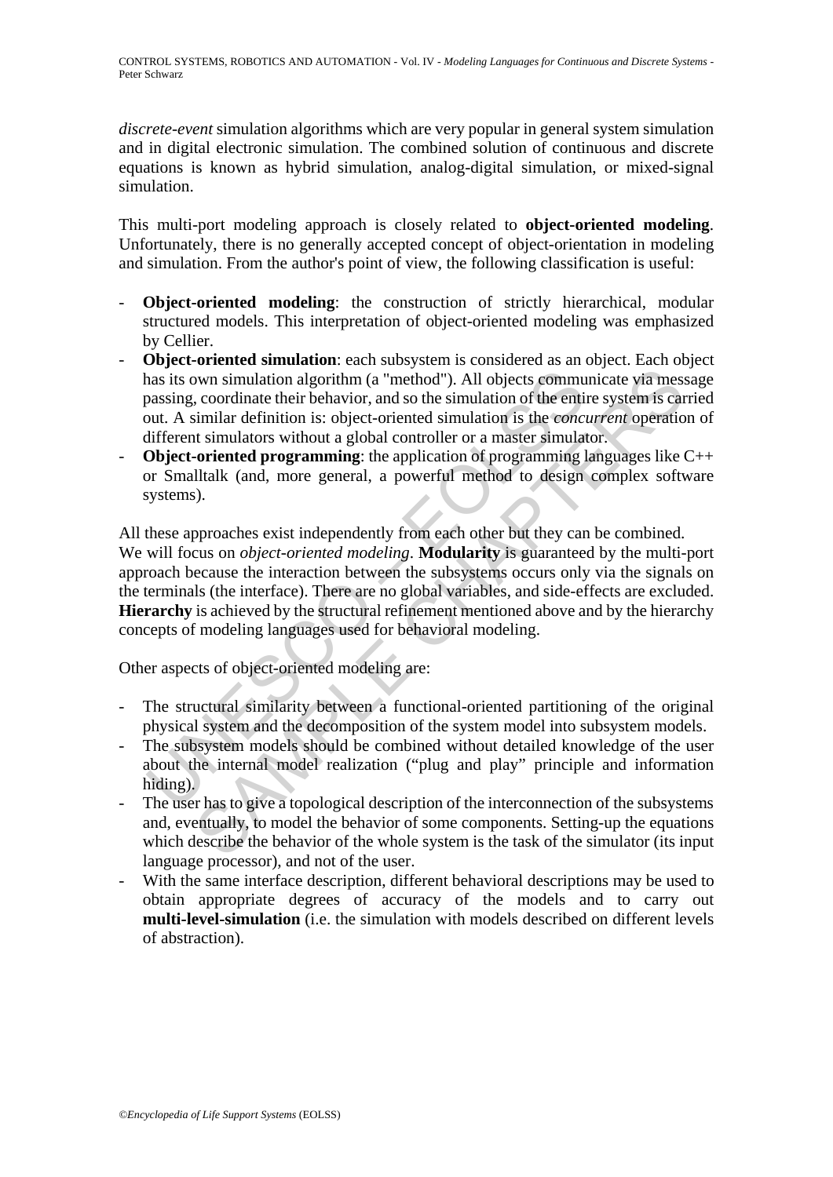*discrete-event* simulation algorithms which are very popular in general system simulation and in digital electronic simulation. The combined solution of continuous and discrete equations is known as hybrid simulation, analog-digital simulation, or mixed-signal simulation.

This multi-port modeling approach is closely related to **object-oriented modeling**. Unfortunately, there is no generally accepted concept of object-orientation in modeling and simulation. From the author's point of view, the following classification is useful:

- **Object-oriented modeling**: the construction of strictly hierarchical, modular structured models. This interpretation of object-oriented modeling was emphasized by Cellier.
- **Object-oriented simulation**: each subsystem is considered as an object. Each object has its own simulation algorithm (a "method"). All objects communicate via message passing, coordinate their behavior, and so the simulation of the entire system is carried out. A similar definition is: object-oriented simulation is the *concurrent* operation of different simulators without a global controller or a master simulator.
- **Object-oriented programming**: the application of programming languages like C++ or Smalltalk (and, more general, a powerful method to design complex software systems).

All these approaches exist independently from each other but they can be combined.
We will focus on *object-oriented modeling*. **Modularity** is guaranteed by the multi-port approach because the interaction between the subsystems occurs only via the signals on the terminals (the interface). There are no global variables, and side-effects are excluded. **Hierarchy** is achieved by the structural refinement mentioned above and by the hierarchy concepts of modeling languages used for behavioral modeling.

Other aspects of object-oriented modeling are:

- The structural similarity between a functional-oriented partitioning of the original physical system and the decomposition of the system model into subsystem models.
- The subsystem models should be combined without detailed knowledge of the user about the internal model realization ("plug and play" principle and information hiding).
- The user has to give a topological description of the interconnection of the subsystems and, eventually, to model the behavior of some components. Setting-up the equations which describe the behavior of the whole system is the task of the simulator (its input language processor), and not of the user.
- With the same interface description, different behavioral descriptions may be used to obtain appropriate degrees of accuracy of the models and to carry out **multi-level-simulation** (i.e. the simulation with models described on different levels of abstraction).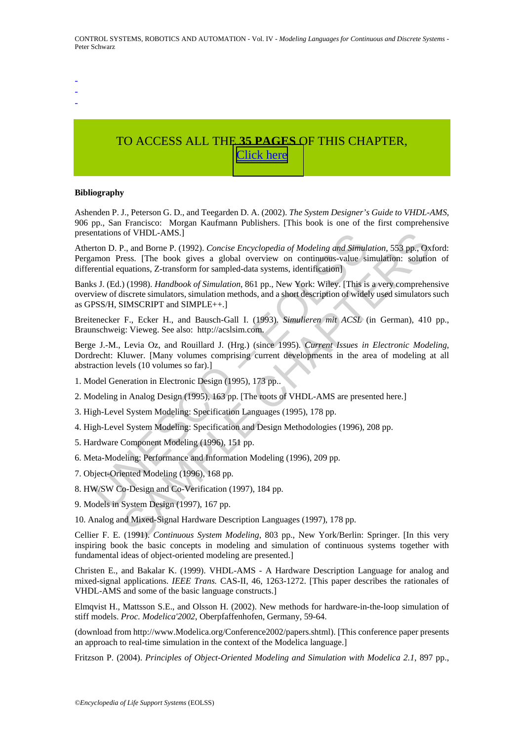-
-
-

TO ACCESS ALL THE **35 PAGES** OF THIS CHAPTER,
Click here

**Bibliography**

Ashenden P. J., Peterson G. D., and Teegarden D. A. (2002). *The System Designer's Guide to VHDL-AMS*, 906 pp., San Francisco: Morgan Kaufmann Publishers. [This book is one of the first comprehensive presentations of VHDL-AMS.]

Atherton D. P., and Borne P. (1992). *Concise Encyclopedia of Modeling and Simulation*, 553 pp., Oxford: Pergamon Press. [The book gives a global overview on continuous-value simulation: solution of differential equations, Z-transform for sampled-data systems, identification]

Banks J. (Ed.) (1998). *Handbook of Simulation*, 861 pp., New York: Wiley. [This is a very comprehensive overview of discrete simulators, simulation methods, and a short description of widely used simulators such as GPSS/H, SIMSCRIPT and SIMPLE++.]

Breitenecker F., Ecker H., and Bausch-Gall I. (1993). *Simulieren mit ACSL* (in German), 410 pp., Braunschweig: Vieweg. See also: http://acslsim.com.

Berge J.-M., Levia Oz, and Rouillard J. (Hrg.) (since 1995). *Current Issues in Electronic Modeling*, Dordrecht: Kluwer. [Many volumes comprising current developments in the area of modeling at all abstraction levels (10 volumes so far).]

1. Model Generation in Electronic Design (1995), 173 pp..
2. Modeling in Analog Design (1995), 163 pp. [The roots of VHDL-AMS are presented here.]
3. High-Level System Modeling: Specification Languages (1995), 178 pp.
4. High-Level System Modeling: Specification and Design Methodologies (1996), 208 pp.
5. Hardware Component Modeling (1996), 151 pp.
6. Meta-Modeling: Performance and Information Modeling (1996), 209 pp.
7. Object-Oriented Modeling (1996), 168 pp.
8. HW/SW Co-Design and Co-Verification (1997), 184 pp.
9. Models in System Design (1997), 167 pp.
10. Analog and Mixed-Signal Hardware Description Languages (1997), 178 pp.

Cellier F. E. (1991). *Continuous System Modeling*, 803 pp., New York/Berlin: Springer. [In this very inspiring book the basic concepts in modeling and simulation of continuous systems together with fundamental ideas of object-oriented modeling are presented.]

Christen E., and Bakalar K. (1999). VHDL-AMS - A Hardware Description Language for analog and mixed-signal applications. *IEEE Trans.* CAS-II, 46, 1263-1272. [This paper describes the rationales of VHDL-AMS and some of the basic language constructs.]

Elmqvist H., Mattsson S.E., and Olsson H. (2002). New methods for hardware-in-the-loop simulation of stiff models. *Proc. Modelica'2002*, Oberpfaffenhofen, Germany, 59-64.

(download from http://www.Modelica.org/Conference2002/papers.shtml). [This conference paper presents an approach to real-time simulation in the context of the Modelica language.]

Fritzson P. (2004). *Principles of Object-Oriented Modeling and Simulation with Modelica 2.1*, 897 pp.,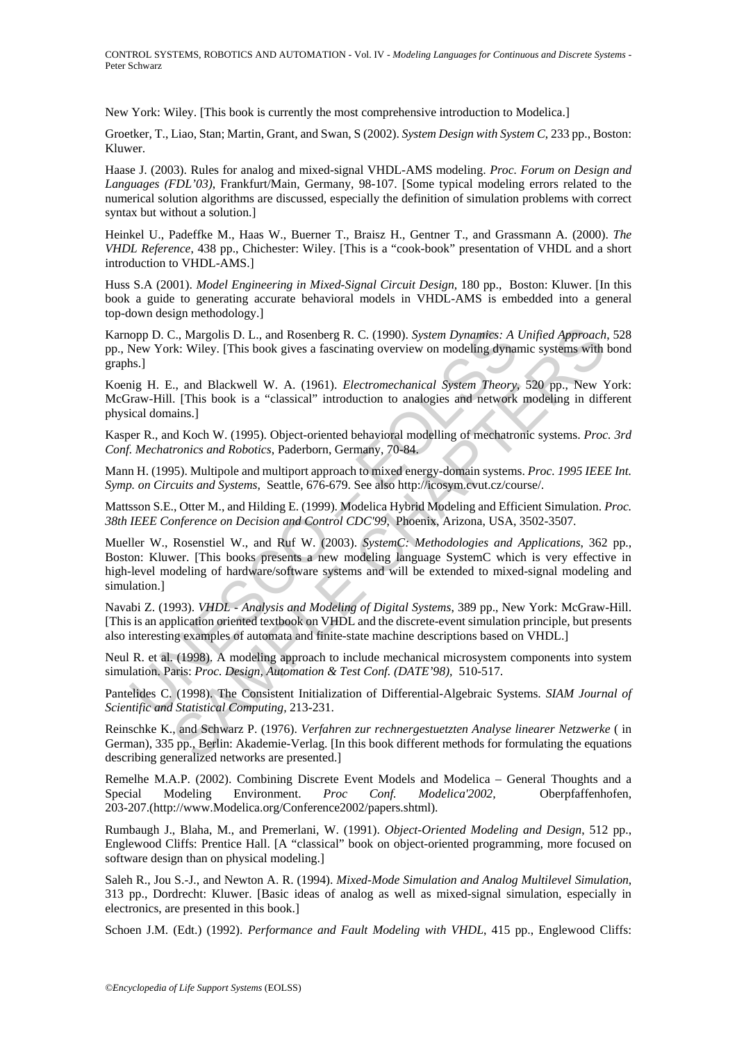New York: Wiley. [This book is currently the most comprehensive introduction to Modelica.]

Groetker, T., Liao, Stan; Martin, Grant, and Swan, S (2002). *System Design with System C*, 233 pp., Boston: Kluwer.

Haase J. (2003). Rules for analog and mixed-signal VHDL-AMS modeling. *Proc. Forum on Design and Languages (FDL'03)*, Frankfurt/Main, Germany, 98-107. [Some typical modeling errors related to the numerical solution algorithms are discussed, especially the definition of simulation problems with correct syntax but without a solution.]

Heinkel U., Padeffke M., Haas W., Buerner T., Braisz H., Gentner T., and Grassmann A. (2000). *The VHDL Reference*, 438 pp., Chichester: Wiley. [This is a "cook-book" presentation of VHDL and a short introduction to VHDL-AMS.]

Huss S.A (2001). *Model Engineering in Mixed-Signal Circuit Design*, 180 pp., Boston: Kluwer. [In this book a guide to generating accurate behavioral models in VHDL-AMS is embedded into a general top-down design methodology.]

Karnopp D. C., Margolis D. L., and Rosenberg R. C. (1990). *System Dynamics: A Unified Approach*, 528 pp., New York: Wiley. [This book gives a fascinating overview on modeling dynamic systems with bond graphs.]

Koenig H. E., and Blackwell W. A. (1961). *Electromechanical System Theory*, 520 pp., New York: McGraw-Hill. [This book is a "classical" introduction to analogies and network modeling in different physical domains.]

Kasper R., and Koch W. (1995). Object-oriented behavioral modelling of mechatronic systems. *Proc. 3rd Conf. Mechatronics and Robotics*, Paderborn, Germany, 70-84.

Mann H. (1995). Multipole and multiport approach to mixed energy-domain systems. *Proc. 1995 IEEE Int. Symp. on Circuits and Systems*, Seattle, 676-679. See also http://icosym.cvut.cz/course/.

Mattsson S.E., Otter M., and Hilding E. (1999). Modelica Hybrid Modeling and Efficient Simulation. *Proc. 38th IEEE Conference on Decision and Control CDC'99*, Phoenix, Arizona, USA, 3502-3507.

Mueller W., Rosenstiel W., and Ruf W. (2003). *SystemC: Methodologies and Applications*, 362 pp., Boston: Kluwer. [This books presents a new modeling language SystemC which is very effective in high-level modeling of hardware/software systems and will be extended to mixed-signal modeling and simulation.]

Navabi Z. (1993). *VHDL - Analysis and Modeling of Digital Systems*, 389 pp., New York: McGraw-Hill. [This is an application oriented textbook on VHDL and the discrete-event simulation principle, but presents also interesting examples of automata and finite-state machine descriptions based on VHDL.]

Neul R. et al. (1998). A modeling approach to include mechanical microsystem components into system simulation. Paris: *Proc. Design, Automation & Test Conf. (DATE'98)*, 510-517.

Pantelides C. (1998). The Consistent Initialization of Differential-Algebraic Systems. *SIAM Journal of Scientific and Statistical Computing*, 213-231.

Reinschke K., and Schwarz P. (1976). *Verfahren zur rechnergestuetzten Analyse linearer Netzwerke* ( in German), 335 pp., Berlin: Akademie-Verlag. [In this book different methods for formulating the equations describing generalized networks are presented.]

Remelhe M.A.P. (2002). Combining Discrete Event Models and Modelica – General Thoughts and a Special Modeling Environment. *Proc Conf. Modelica'2002*, Oberpfaffenhofen, 203-207.(http://www.Modelica.org/Conference2002/papers.shtml).

Rumbaugh J., Blaha, M., and Premerlani, W. (1991). *Object-Oriented Modeling and Design*, 512 pp., Englewood Cliffs: Prentice Hall. [A "classical" book on object-oriented programming, more focused on software design than on physical modeling.]

Saleh R., Jou S.-J., and Newton A. R. (1994). *Mixed-Mode Simulation and Analog Multilevel Simulation*, 313 pp., Dordrecht: Kluwer. [Basic ideas of analog as well as mixed-signal simulation, especially in electronics, are presented in this book.]

Schoen J.M. (Edt.) (1992). *Performance and Fault Modeling with VHDL*, 415 pp., Englewood Cliffs: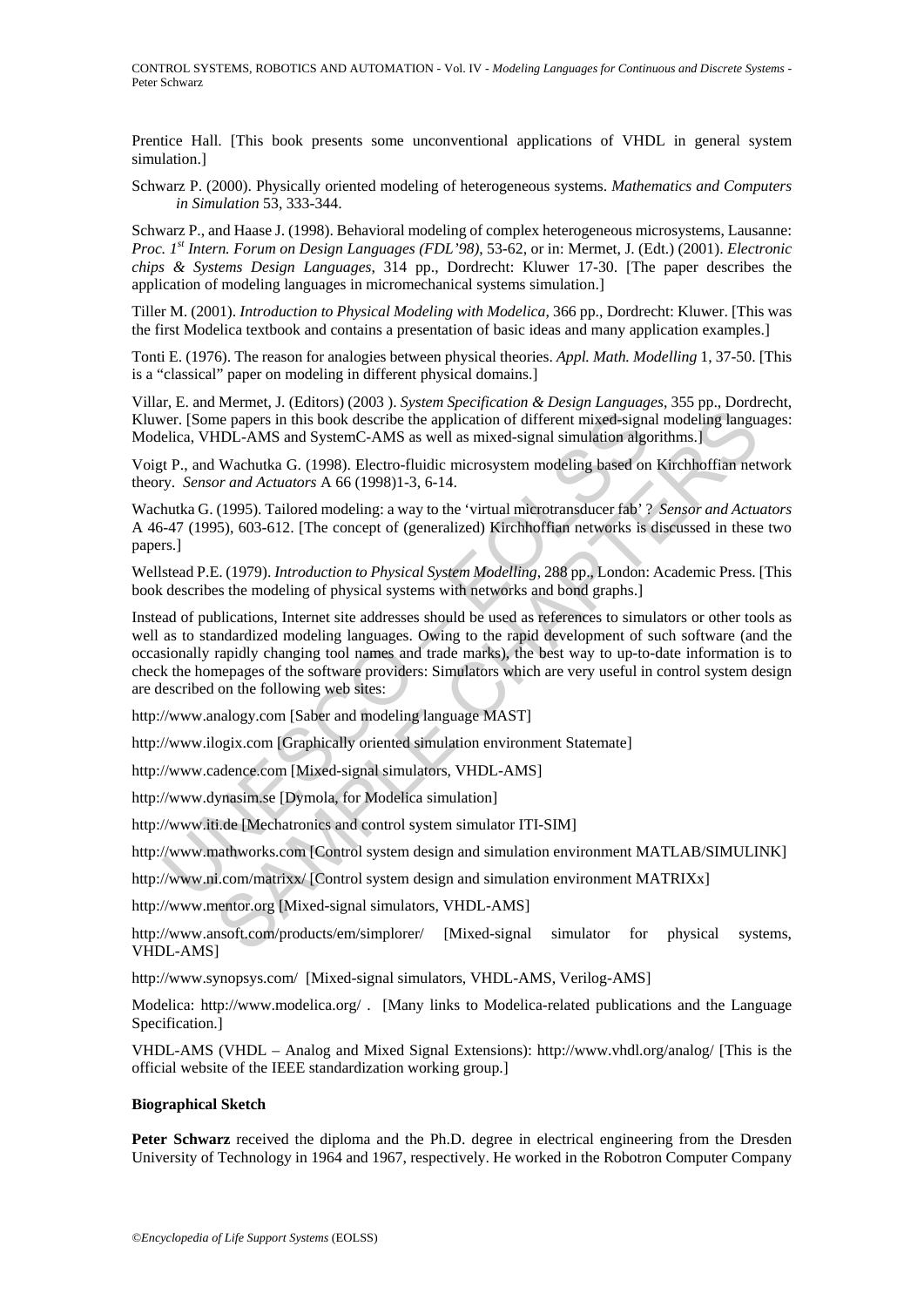Prentice Hall. [This book presents some unconventional applications of VHDL in general system simulation.]

Schwarz P. (2000). Physically oriented modeling of heterogeneous systems. *Mathematics and Computers in Simulation* 53, 333-344.

Schwarz P., and Haase J. (1998). Behavioral modeling of complex heterogeneous microsystems, Lausanne: *Proc. 1st Intern. Forum on Design Languages (FDL'98)*, 53-62, or in: Mermet, J. (Edt.) (2001). *Electronic chips & Systems Design Languages*, 314 pp., Dordrecht: Kluwer 17-30. [The paper describes the application of modeling languages in micromechanical systems simulation.]

Tiller M. (2001). *Introduction to Physical Modeling with Modelica*, 366 pp., Dordrecht: Kluwer. [This was the first Modelica textbook and contains a presentation of basic ideas and many application examples.]

Tonti E. (1976). The reason for analogies between physical theories. *Appl. Math. Modelling* 1, 37-50. [This is a "classical" paper on modeling in different physical domains.]

Villar, E. and Mermet, J. (Editors) (2003 ). *System Specification & Design Languages*, 355 pp., Dordrecht, Kluwer. [Some papers in this book describe the application of different mixed-signal modeling languages: Modelica, VHDL-AMS and SystemC-AMS as well as mixed-signal simulation algorithms.]

Voigt P., and Wachutka G. (1998). Electro-fluidic microsystem modeling based on Kirchhoffian network theory. *Sensor and Actuators* A 66 (1998)1-3, 6-14.

Wachutka G. (1995). Tailored modeling: a way to the 'virtual microtransducer fab' ? *Sensor and Actuators* A 46-47 (1995), 603-612. [The concept of (generalized) Kirchhoffian networks is discussed in these two papers.]

Wellstead P.E. (1979). *Introduction to Physical System Modelling*, 288 pp., London: Academic Press. [This book describes the modeling of physical systems with networks and bond graphs.]

Instead of publications, Internet site addresses should be used as references to simulators or other tools as well as to standardized modeling languages. Owing to the rapid development of such software (and the occasionally rapidly changing tool names and trade marks), the best way to up-to-date information is to check the homepages of the software providers: Simulators which are very useful in control system design are described on the following web sites:

http://www.analogy.com [Saber and modeling language MAST]

http://www.ilogix.com [Graphically oriented simulation environment Statemate]

http://www.cadence.com [Mixed-signal simulators, VHDL-AMS]

http://www.dynasim.se [Dymola, for Modelica simulation]

http://www.iti.de [Mechatronics and control system simulator ITI-SIM]

http://www.mathworks.com [Control system design and simulation environment MATLAB/SIMULINK]

http://www.ni.com/matrixx/ [Control system design and simulation environment MATRIXx]

http://www.mentor.org [Mixed-signal simulators, VHDL-AMS]

http://www.ansoft.com/products/em/simplorer/ [Mixed-signal simulator for physical systems, VHDL-AMS]

http://www.synopsys.com/ [Mixed-signal simulators, VHDL-AMS, Verilog-AMS]

Modelica: http://www.modelica.org/ . [Many links to Modelica-related publications and the Language Specification.]

VHDL-AMS (VHDL – Analog and Mixed Signal Extensions): http://www.vhdl.org/analog/ [This is the official website of the IEEE standardization working group.]

**Biographical Sketch**

**Peter Schwarz** received the diploma and the Ph.D. degree in electrical engineering from the Dresden University of Technology in 1964 and 1967, respectively. He worked in the Robotron Computer Company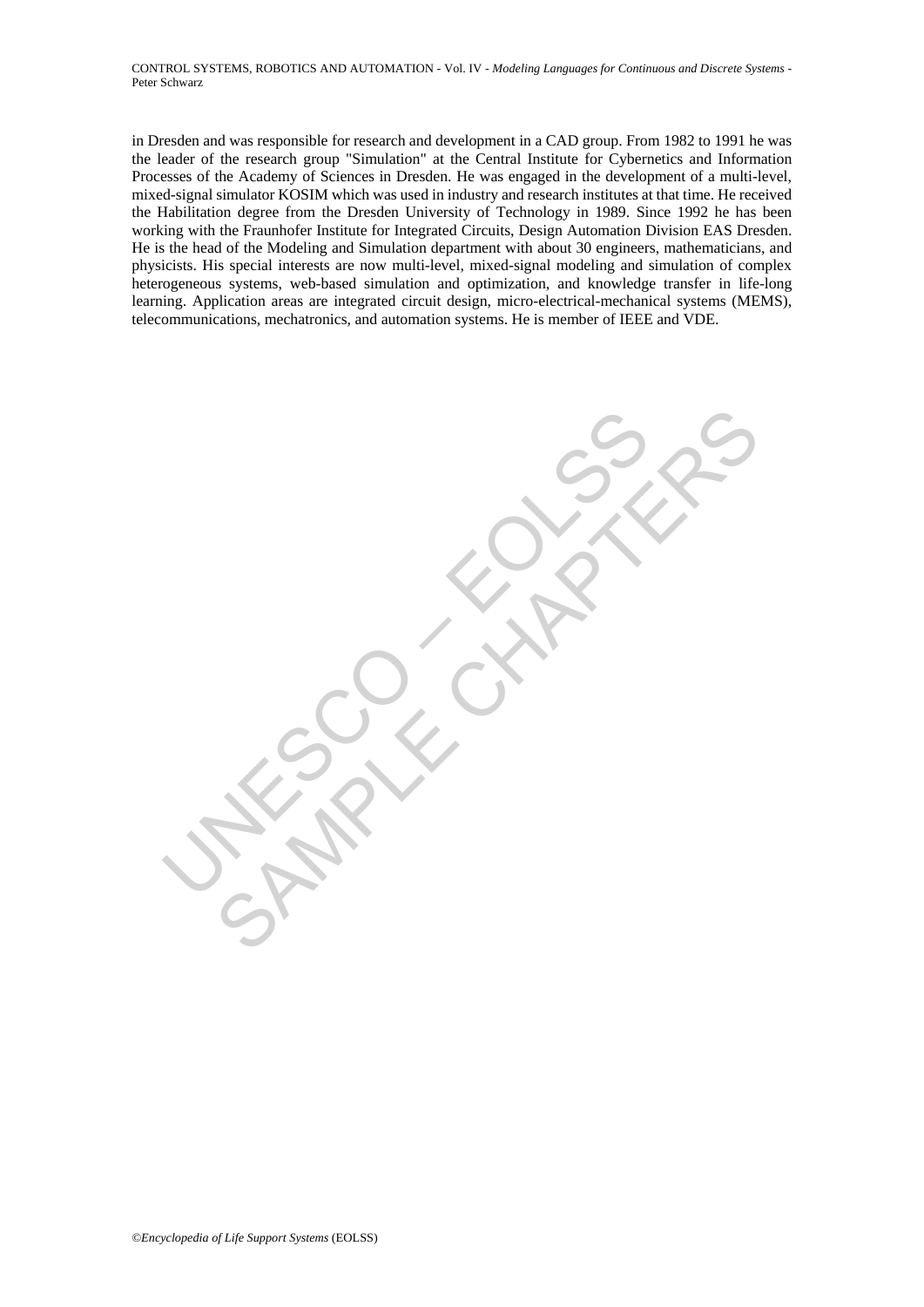in Dresden and was responsible for research and development in a CAD group. From 1982 to 1991 he was the leader of the research group "Simulation" at the Central Institute for Cybernetics and Information Processes of the Academy of Sciences in Dresden. He was engaged in the development of a multi-level, mixed-signal simulator KOSIM which was used in industry and research institutes at that time. He received the Habilitation degree from the Dresden University of Technology in 1989. Since 1992 he has been working with the Fraunhofer Institute for Integrated Circuits, Design Automation Division EAS Dresden. He is the head of the Modeling and Simulation department with about 30 engineers, mathematicians, and physicists. His special interests are now multi-level, mixed-signal modeling and simulation of complex heterogeneous systems, web-based simulation and optimization, and knowledge transfer in life-long learning. Application areas are integrated circuit design, micro-electrical-mechanical systems (MEMS), telecommunications, mechatronics, and automation systems. He is member of IEEE and VDE.